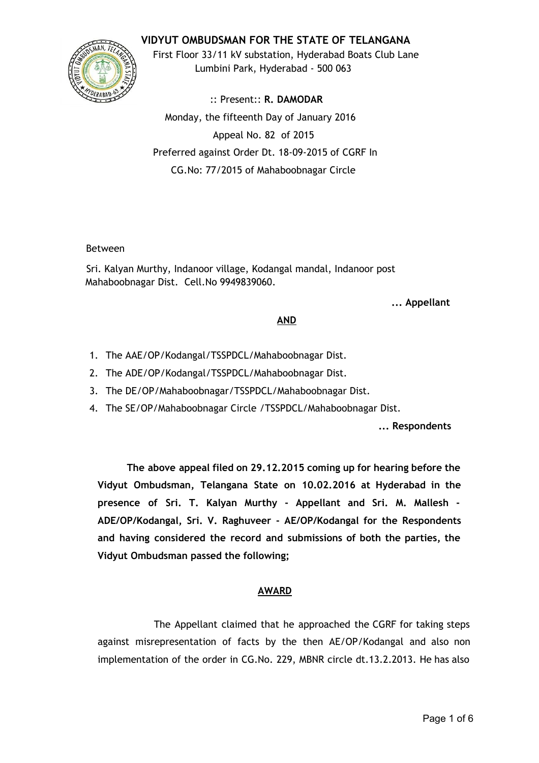# VIDYUT OMBUDSMAN FOR THE STATE OF TELANGANA

First Floor 33/11 kV substation, Hyderabad Boats Club Lane
Lumbini Park, Hyderabad - 500 063

:: Present:: **R. DAMODAR**

Monday, the fifteenth Day of January 2016

Appeal No. 82 of 2015

Preferred against Order Dt. 18-09-2015 of CGRF In

CG.No: 77/2015 of Mahaboobnagar Circle

Between

Sri. Kalyan Murthy, Indanoor village, Kodangal mandal, Indanoor post Mahaboobnagar Dist. Cell.No 9949839060.

**... Appellant**

**AND**

1. The AAE/OP/Kodangal/TSSPDCL/Mahaboobnagar Dist.
2. The ADE/OP/Kodangal/TSSPDCL/Mahaboobnagar Dist.
3. The DE/OP/Mahaboobnagar/TSSPDCL/Mahaboobnagar Dist.
4. The SE/OP/Mahaboobnagar Circle /TSSPDCL/Mahaboobnagar Dist.

**... Respondents**

**The above appeal filed on 29.12.2015 coming up for hearing before the Vidyut Ombudsman, Telangana State on 10.02.2016 at Hyderabad in the presence of Sri. T. Kalyan Murthy - Appellant and Sri. M. Mallesh - ADE/OP/Kodangal, Sri. V. Raghuveer - AE/OP/Kodangal for the Respondents and having considered the record and submissions of both the parties, the Vidyut Ombudsman passed the following;**

## AWARD

The Appellant claimed that he approached the CGRF for taking steps against misrepresentation of facts by the then AE/OP/Kodangal and also non implementation of the order in CG.No. 229, MBNR circle dt.13.2.2013. He has also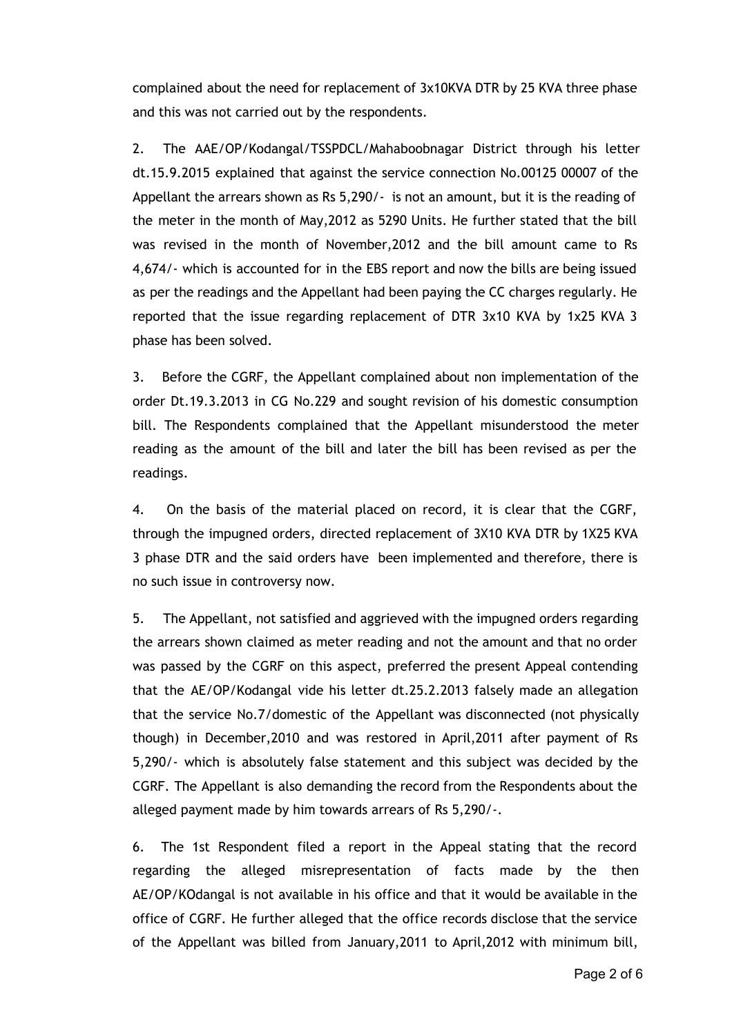complained about the need for replacement of 3x10KVA DTR by 25 KVA three phase and this was not carried out by the respondents.

2. The AAE/OP/Kodangal/TSSPDCL/Mahaboobnagar District through his letter dt.15.9.2015 explained that against the service connection No.00125 00007 of the Appellant the arrears shown as Rs 5,290/- is not an amount, but it is the reading of the meter in the month of May,2012 as 5290 Units. He further stated that the bill was revised in the month of November,2012 and the bill amount came to Rs 4,674/- which is accounted for in the EBS report and now the bills are being issued as per the readings and the Appellant had been paying the CC charges regularly. He reported that the issue regarding replacement of DTR 3x10 KVA by 1x25 KVA 3 phase has been solved.

3. Before the CGRF, the Appellant complained about non implementation of the order Dt.19.3.2013 in CG No.229 and sought revision of his domestic consumption bill. The Respondents complained that the Appellant misunderstood the meter reading as the amount of the bill and later the bill has been revised as per the readings.

4. On the basis of the material placed on record, it is clear that the CGRF, through the impugned orders, directed replacement of 3X10 KVA DTR by 1X25 KVA 3 phase DTR and the said orders have been implemented and therefore, there is no such issue in controversy now.

5. The Appellant, not satisfied and aggrieved with the impugned orders regarding the arrears shown claimed as meter reading and not the amount and that no order was passed by the CGRF on this aspect, preferred the present Appeal contending that the AE/OP/Kodangal vide his letter dt.25.2.2013 falsely made an allegation that the service No.7/domestic of the Appellant was disconnected (not physically though) in December,2010 and was restored in April,2011 after payment of Rs 5,290/- which is absolutely false statement and this subject was decided by the CGRF. The Appellant is also demanding the record from the Respondents about the alleged payment made by him towards arrears of Rs 5,290/-.

6. The 1st Respondent filed a report in the Appeal stating that the record regarding the alleged misrepresentation of facts made by the then AE/OP/KOdangal is not available in his office and that it would be available in the office of CGRF. He further alleged that the office records disclose that the service of the Appellant was billed from January,2011 to April,2012 with minimum bill,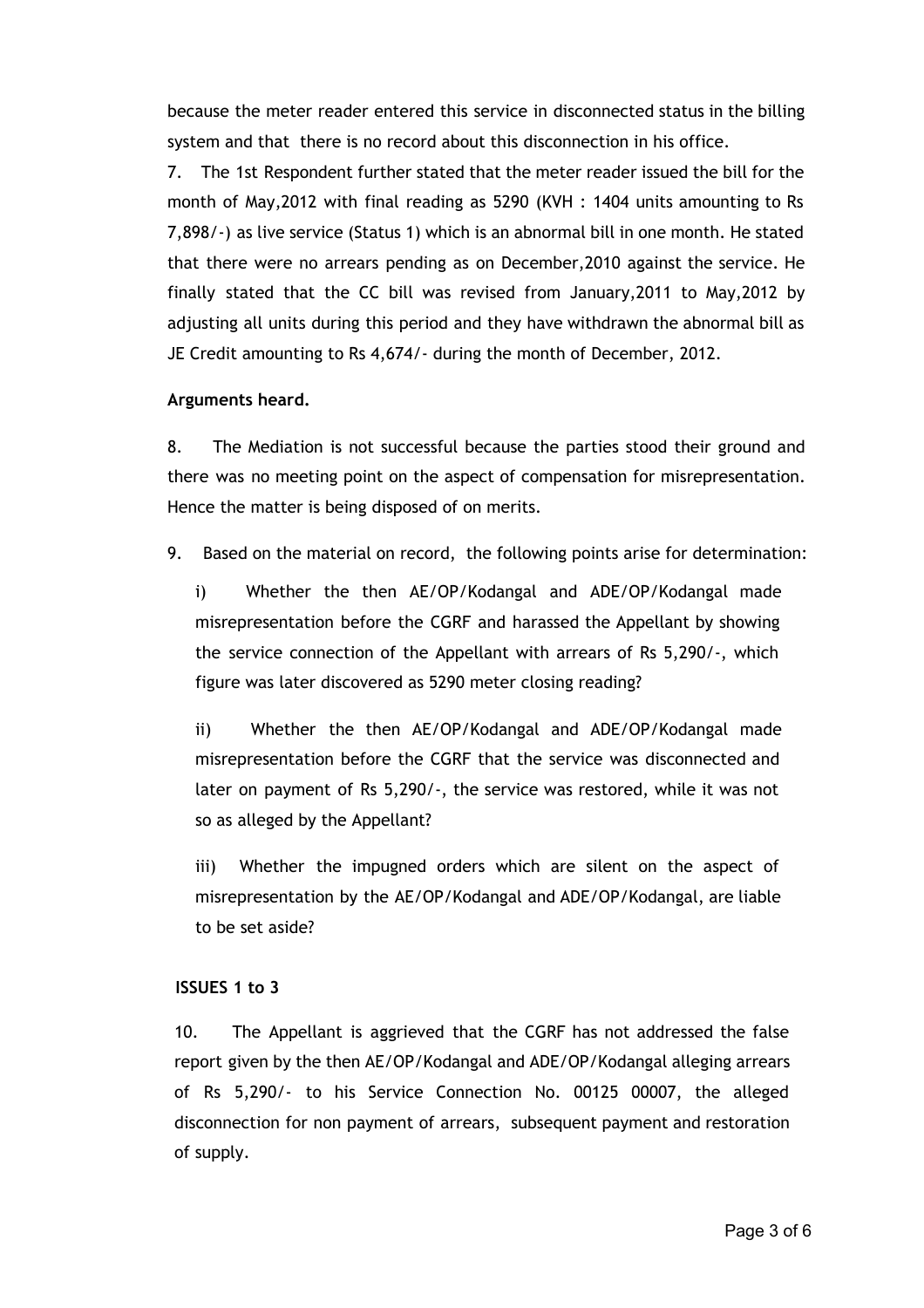because the meter reader entered this service in disconnected status in the billing system and that there is no record about this disconnection in his office.

7. The 1st Respondent further stated that the meter reader issued the bill for the month of May,2012 with final reading as 5290 (KVH : 1404 units amounting to Rs 7,898/-) as live service (Status 1) which is an abnormal bill in one month. He stated that there were no arrears pending as on December,2010 against the service. He finally stated that the CC bill was revised from January,2011 to May,2012 by adjusting all units during this period and they have withdrawn the abnormal bill as JE Credit amounting to Rs 4,674/- during the month of December, 2012.

**Arguments heard.**

8. The Mediation is not successful because the parties stood their ground and there was no meeting point on the aspect of compensation for misrepresentation. Hence the matter is being disposed of on merits.

9. Based on the material on record, the following points arise for determination:

i) Whether the then AE/OP/Kodangal and ADE/OP/Kodangal made misrepresentation before the CGRF and harassed the Appellant by showing the service connection of the Appellant with arrears of Rs 5,290/-, which figure was later discovered as 5290 meter closing reading?

ii) Whether the then AE/OP/Kodangal and ADE/OP/Kodangal made misrepresentation before the CGRF that the service was disconnected and later on payment of Rs 5,290/-, the service was restored, while it was not so as alleged by the Appellant?

iii) Whether the impugned orders which are silent on the aspect of misrepresentation by the AE/OP/Kodangal and ADE/OP/Kodangal, are liable to be set aside?

**ISSUES 1 to 3**

10. The Appellant is aggrieved that the CGRF has not addressed the false report given by the then AE/OP/Kodangal and ADE/OP/Kodangal alleging arrears of Rs 5,290/- to his Service Connection No. 00125 00007, the alleged disconnection for non payment of arrears, subsequent payment and restoration of supply.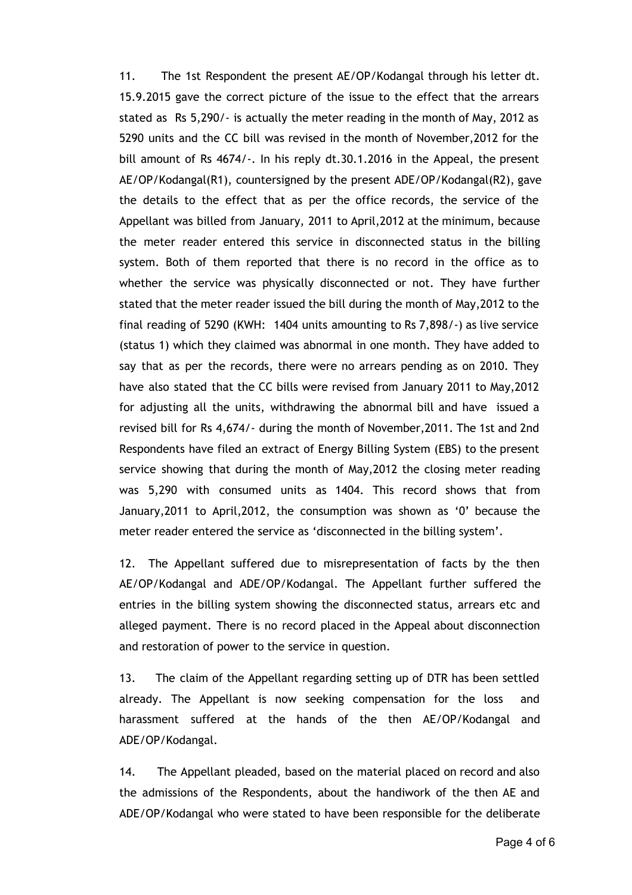11. The 1st Respondent the present AE/OP/Kodangal through his letter dt. 15.9.2015 gave the correct picture of the issue to the effect that the arrears stated as Rs 5,290/- is actually the meter reading in the month of May, 2012 as 5290 units and the CC bill was revised in the month of November,2012 for the bill amount of Rs 4674/-. In his reply dt.30.1.2016 in the Appeal, the present AE/OP/Kodangal(R1), countersigned by the present ADE/OP/Kodangal(R2), gave the details to the effect that as per the office records, the service of the Appellant was billed from January, 2011 to April,2012 at the minimum, because the meter reader entered this service in disconnected status in the billing system. Both of them reported that there is no record in the office as to whether the service was physically disconnected or not. They have further stated that the meter reader issued the bill during the month of May,2012 to the final reading of 5290 (KWH: 1404 units amounting to Rs 7,898/-) as live service (status 1) which they claimed was abnormal in one month. They have added to say that as per the records, there were no arrears pending as on 2010. They have also stated that the CC bills were revised from January 2011 to May,2012 for adjusting all the units, withdrawing the abnormal bill and have issued a revised bill for Rs 4,674/- during the month of November,2011. The 1st and 2nd Respondents have filed an extract of Energy Billing System (EBS) to the present service showing that during the month of May,2012 the closing meter reading was 5,290 with consumed units as 1404. This record shows that from January,2011 to April,2012, the consumption was shown as '0' because the meter reader entered the service as 'disconnected in the billing system'.

12. The Appellant suffered due to misrepresentation of facts by the then AE/OP/Kodangal and ADE/OP/Kodangal. The Appellant further suffered the entries in the billing system showing the disconnected status, arrears etc and alleged payment. There is no record placed in the Appeal about disconnection and restoration of power to the service in question.

13. The claim of the Appellant regarding setting up of DTR has been settled already. The Appellant is now seeking compensation for the loss and harassment suffered at the hands of the then AE/OP/Kodangal and ADE/OP/Kodangal.

14. The Appellant pleaded, based on the material placed on record and also the admissions of the Respondents, about the handiwork of the then AE and ADE/OP/Kodangal who were stated to have been responsible for the deliberate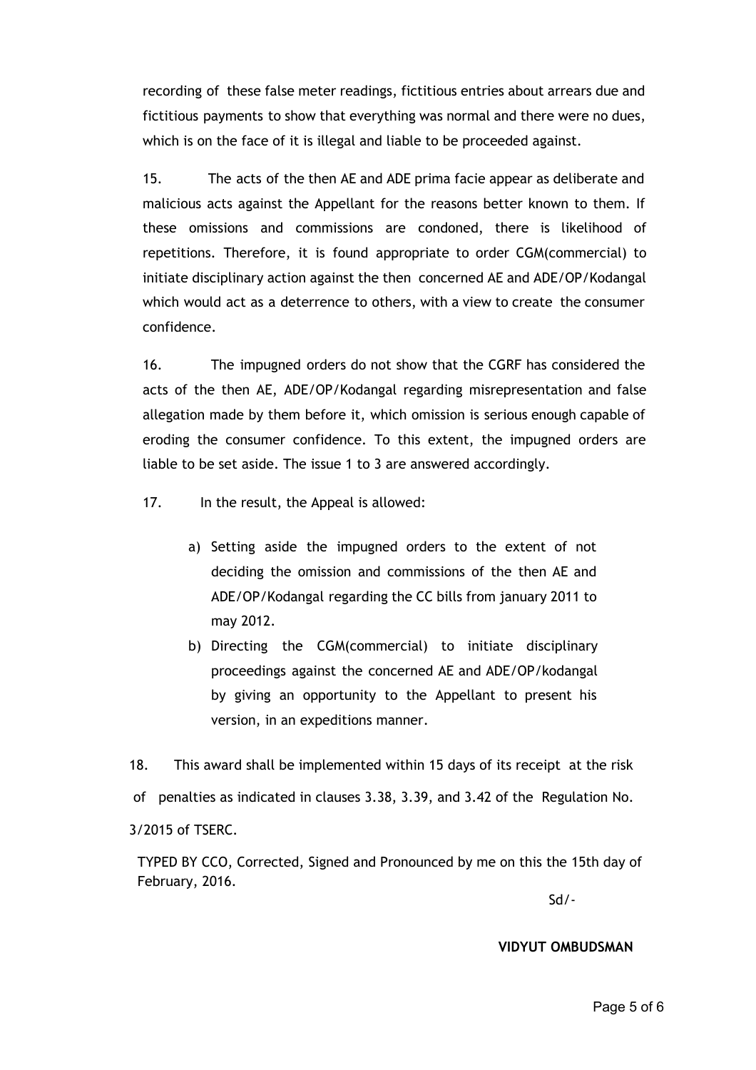recording of these false meter readings, fictitious entries about arrears due and fictitious payments to show that everything was normal and there were no dues, which is on the face of it is illegal and liable to be proceeded against.

15. The acts of the then AE and ADE prima facie appear as deliberate and malicious acts against the Appellant for the reasons better known to them. If these omissions and commissions are condoned, there is likelihood of repetitions. Therefore, it is found appropriate to order CGM(commercial) to initiate disciplinary action against the then concerned AE and ADE/OP/Kodangal which would act as a deterrence to others, with a view to create the consumer confidence.

16. The impugned orders do not show that the CGRF has considered the acts of the then AE, ADE/OP/Kodangal regarding misrepresentation and false allegation made by them before it, which omission is serious enough capable of eroding the consumer confidence. To this extent, the impugned orders are liable to be set aside. The issue 1 to 3 are answered accordingly.

17. In the result, the Appeal is allowed:

a) Setting aside the impugned orders to the extent of not deciding the omission and commissions of the then AE and ADE/OP/Kodangal regarding the CC bills from january 2011 to may 2012.

b) Directing the CGM(commercial) to initiate disciplinary proceedings against the concerned AE and ADE/OP/kodangal by giving an opportunity to the Appellant to present his version, in an expeditions manner.

18. This award shall be implemented within 15 days of its receipt at the risk of penalties as indicated in clauses 3.38, 3.39, and 3.42 of the Regulation No. 3/2015 of TSERC.

TYPED BY CCO, Corrected, Signed and Pronounced by me on this the 15th day of February, 2016.

Sd/-

**VIDYUT OMBUDSMAN**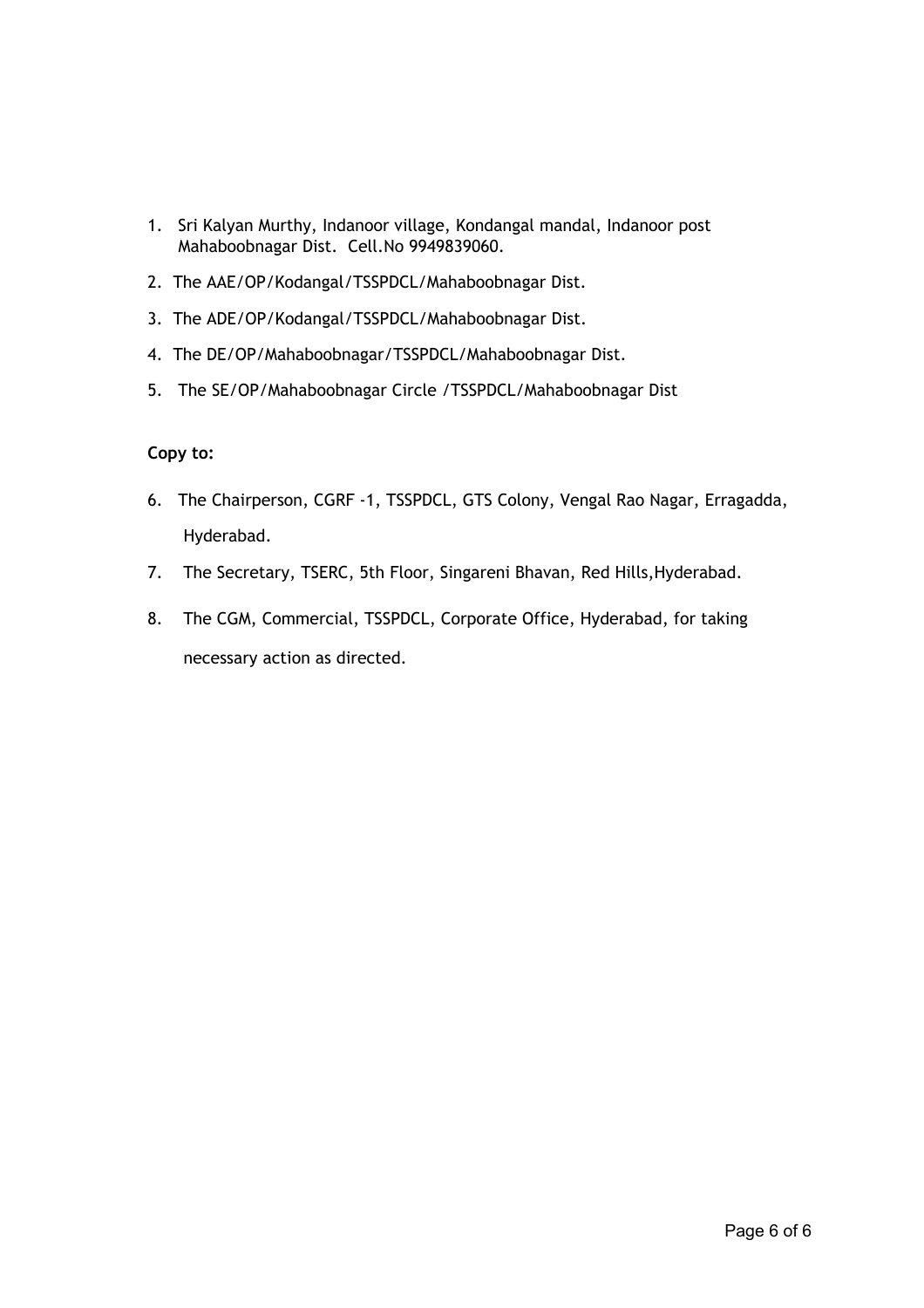1. Sri Kalyan Murthy, Indanoor village, Kondangal mandal, Indanoor post Mahaboobnagar Dist. Cell.No 9949839060.
2. The AAE/OP/Kodangal/TSSPDCL/Mahaboobnagar Dist.
3. The ADE/OP/Kodangal/TSSPDCL/Mahaboobnagar Dist.
4. The DE/OP/Mahaboobnagar/TSSPDCL/Mahaboobnagar Dist.
5. The SE/OP/Mahaboobnagar Circle /TSSPDCL/Mahaboobnagar Dist

**Copy to:**

6. The Chairperson, CGRF -1, TSSPDCL, GTS Colony, Vengal Rao Nagar, Erragadda, Hyderabad.
7. The Secretary, TSERC, 5th Floor, Singareni Bhavan, Red Hills,Hyderabad.
8. The CGM, Commercial, TSSPDCL, Corporate Office, Hyderabad, for taking necessary action as directed.